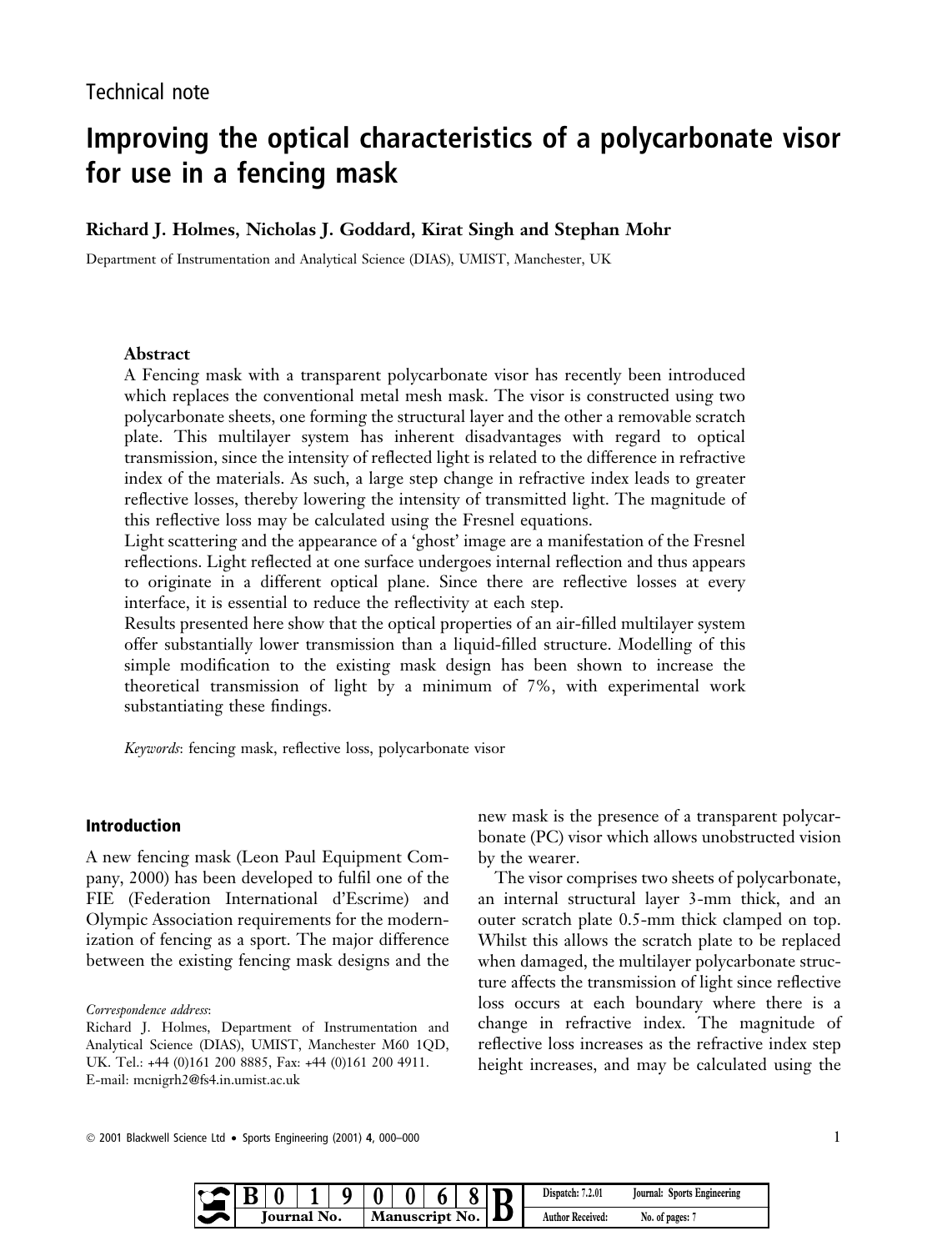Technical note

# Improving the optical characteristics of a polycarbonate visor for use in a fencing mask

**Richard J. Holmes, Nicholas J. Goddard, Kirat Singh and Stephan Mohr**

Department of Instrumentation and Analytical Science (DIAS), UMIST, Manchester, UK

### Abstract

A Fencing mask with a transparent polycarbonate visor has recently been introduced which replaces the conventional metal mesh mask. The visor is constructed using two polycarbonate sheets, one forming the structural layer and the other a removable scratch plate. This multilayer system has inherent disadvantages with regard to optical transmission, since the intensity of reflected light is related to the difference in refractive index of the materials. As such, a large step change in refractive index leads to greater reflective losses, thereby lowering the intensity of transmitted light. The magnitude of this reflective loss may be calculated using the Fresnel equations.

Light scattering and the appearance of a 'ghost' image are a manifestation of the Fresnel reflections. Light reflected at one surface undergoes internal reflection and thus appears to originate in a different optical plane. Since there are reflective losses at every interface, it is essential to reduce the reflectivity at each step.

Results presented here show that the optical properties of an air-filled multilayer system offer substantially lower transmission than a liquid-filled structure. Modelling of this simple modification to the existing mask design has been shown to increase the theoretical transmission of light by a minimum of 7%, with experimental work substantiating these findings.

*Keywords*: fencing mask, reflective loss, polycarbonate visor

## Introduction

A new fencing mask (Leon Paul Equipment Company, 2000) has been developed to fulfil one of the FIE (Federation International d'Escrime) and Olympic Association requirements for the modernization of fencing as a sport. The major difference between the existing fencing mask designs and the new mask is the presence of a transparent polycarbonate (PC) visor which allows unobstructed vision by the wearer.

The visor comprises two sheets of polycarbonate, an internal structural layer 3-mm thick, and an outer scratch plate 0.5-mm thick clamped on top. Whilst this allows the scratch plate to be replaced when damaged, the multilayer polycarbonate structure affects the transmission of light since reflective loss occurs at each boundary where there is a change in refractive index. The magnitude of reflective loss increases as the refractive index step height increases, and may be calculated using the

*Correspondence address*:
Richard J. Holmes, Department of Instrumentation and Analytical Science (DIAS), UMIST, Manchester M60 1QD, UK. Tel.: +44 (0)161 200 8885, Fax: +44 (0)161 200 4911. E-mail: mcnigrh2@fs4.in.umist.ac.uk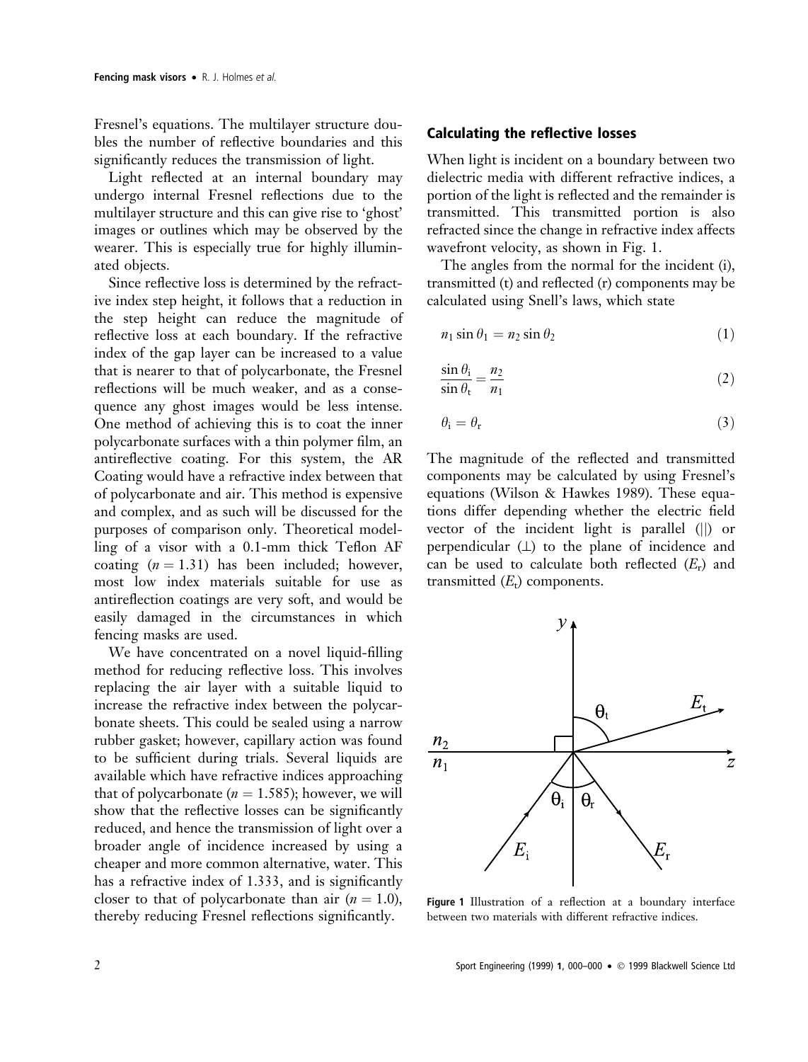Fresnel's equations. The multilayer structure doubles the number of reflective boundaries and this significantly reduces the transmission of light.

Light reflected at an internal boundary may undergo internal Fresnel reflections due to the multilayer structure and this can give rise to 'ghost' images or outlines which may be observed by the wearer. This is especially true for highly illuminated objects.

Since reflective loss is determined by the refractive index step height, it follows that a reduction in the step height can reduce the magnitude of reflective loss at each boundary. If the refractive index of the gap layer can be increased to a value that is nearer to that of polycarbonate, the Fresnel reflections will be much weaker, and as a consequence any ghost images would be less intense. One method of achieving this is to coat the inner polycarbonate surfaces with a thin polymer film, an antireflective coating. For this system, the AR Coating would have a refractive index between that of polycarbonate and air. This method is expensive and complex, and as such will be discussed for the purposes of comparison only. Theoretical modelling of a visor with a 0.1-mm thick Teflon AF coating ($n = 1.31$) has been included; however, most low index materials suitable for use as antireflection coatings are very soft, and would be easily damaged in the circumstances in which fencing masks are used.

We have concentrated on a novel liquid-filling method for reducing reflective loss. This involves replacing the air layer with a suitable liquid to increase the refractive index between the polycarbonate sheets. This could be sealed using a narrow rubber gasket; however, capillary action was found to be sufficient during trials. Several liquids are available which have refractive indices approaching that of polycarbonate ($n = 1.585$); however, we will show that the reflective losses can be significantly reduced, and hence the transmission of light over a broader angle of incidence increased by using a cheaper and more common alternative, water. This has a refractive index of 1.333, and is significantly closer to that of polycarbonate than air ($n = 1.0$), thereby reducing Fresnel reflections significantly.

## Calculating the reflective losses

When light is incident on a boundary between two dielectric media with different refractive indices, a portion of the light is reflected and the remainder is transmitted. This transmitted portion is also refracted since the change in refractive index affects wavefront velocity, as shown in Fig. 1.

The angles from the normal for the incident (i), transmitted (t) and reflected (r) components may be calculated using Snell's laws, which state

$$n_1 \sin \theta_1 = n_2 \sin \theta_2 \tag{1}$$

$$\frac{\sin \theta_i}{\sin \theta_t} = \frac{n_2}{n_1} \tag{2}$$

$$\theta_i = \theta_r \tag{3}$$

The magnitude of the reflected and transmitted components may be calculated by using Fresnel's equations (Wilson & Hawkes 1989). These equations differ depending whether the electric field vector of the incident light is parallel (||) or perpendicular (⊥) to the plane of incidence and can be used to calculate both reflected ($E_r$) and transmitted ($E_t$) components.

**Figure 1** Illustration of a reflection at a boundary interface between two materials with different refractive indices.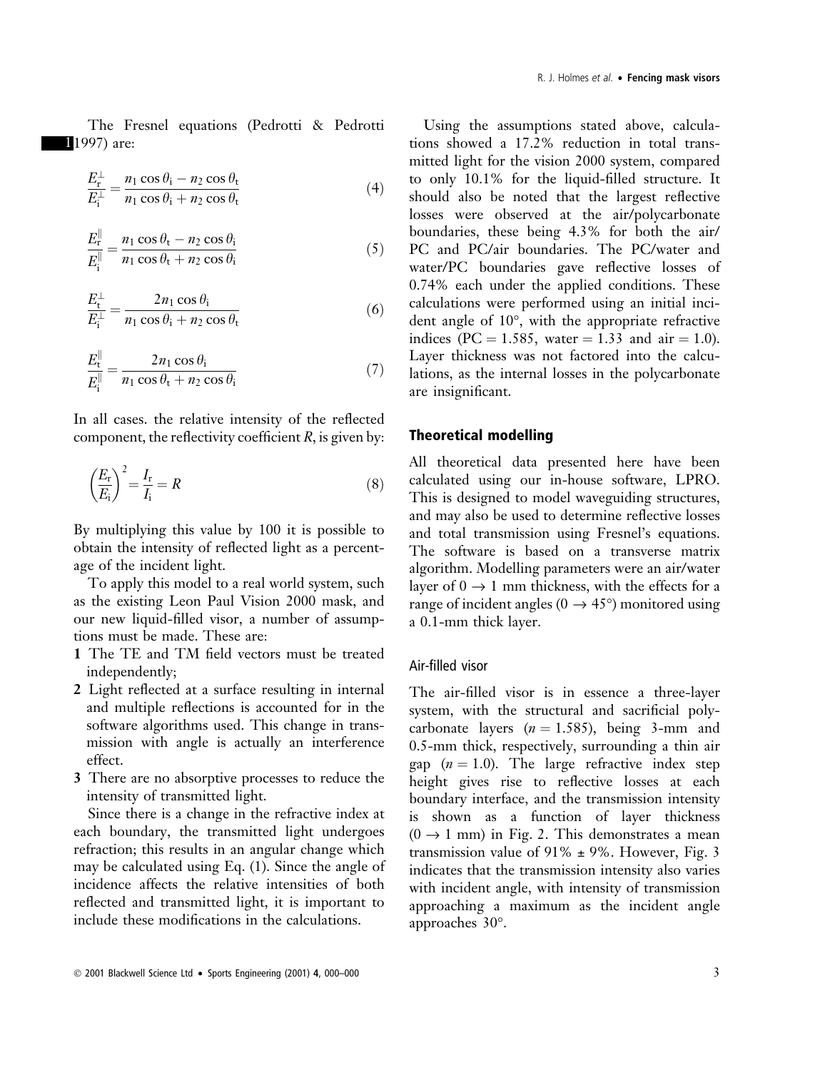The Fresnel equations (Pedrotti & Pedrotti 1997) are:

$$\frac{E_r^{\perp}}{E_i^{\perp}} = \frac{n_1 \cos\theta_i - n_2 \cos\theta_t}{n_1 \cos\theta_i + n_2 \cos\theta_t} \tag{4}$$

$$\frac{E_r^{\parallel}}{E_i^{\parallel}} = \frac{n_1 \cos\theta_t - n_2 \cos\theta_i}{n_1 \cos\theta_t + n_2 \cos\theta_i} \tag{5}$$

$$\frac{E_t^{\perp}}{E_i^{\perp}} = \frac{2n_1 \cos\theta_i}{n_1 \cos\theta_i + n_2 \cos\theta_t} \tag{6}$$

$$\frac{E_t^{\parallel}}{E_i^{\parallel}} = \frac{2n_1 \cos\theta_i}{n_1 \cos\theta_t + n_2 \cos\theta_i} \tag{7}$$

In all cases. the relative intensity of the reflected component, the reflectivity coefficient $R$, is given by:

$$\left(\frac{E_r}{E_i}\right)^2 = \frac{I_r}{I_i} = R \tag{8}$$

By multiplying this value by 100 it is possible to obtain the intensity of reflected light as a percentage of the incident light.

To apply this model to a real world system, such as the existing Leon Paul Vision 2000 mask, and our new liquid-filled visor, a number of assumptions must be made. These are:

1. The TE and TM field vectors must be treated independently;
2. Light reflected at a surface resulting in internal and multiple reflections is accounted for in the software algorithms used. This change in transmission with angle is actually an interference effect.
3. There are no absorptive processes to reduce the intensity of transmitted light.

Since there is a change in the refractive index at each boundary, the transmitted light undergoes refraction; this results in an angular change which may be calculated using Eq. (1). Since the angle of incidence affects the relative intensities of both reflected and transmitted light, it is important to include these modifications in the calculations.

Using the assumptions stated above, calculations showed a 17.2% reduction in total transmitted light for the vision 2000 system, compared to only 10.1% for the liquid-filled structure. It should also be noted that the largest reflective losses were observed at the air/polycarbonate boundaries, these being 4.3% for both the air/PC and PC/air boundaries. The PC/water and water/PC boundaries gave reflective losses of 0.74% each under the applied conditions. These calculations were performed using an initial incident angle of 10°, with the appropriate refractive indices (PC = 1.585, water = 1.33 and air = 1.0). Layer thickness was not factored into the calculations, as the internal losses in the polycarbonate are insignificant.

## Theoretical modelling

All theoretical data presented here have been calculated using our in-house software, LPRO. This is designed to model waveguiding structures, and may also be used to determine reflective losses and total transmission using Fresnel's equations. The software is based on a transverse matrix algorithm. Modelling parameters were an air/water layer of $0 \rightarrow 1$ mm thickness, with the effects for a range of incident angles ($0 \rightarrow 45°$) monitored using a 0.1-mm thick layer.

### Air-filled visor

The air-filled visor is in essence a three-layer system, with the structural and sacrificial polycarbonate layers ($n = 1.585$), being 3-mm and 0.5-mm thick, respectively, surrounding a thin air gap ($n = 1.0$). The large refractive index step height gives rise to reflective losses at each boundary interface, and the transmission intensity is shown as a function of layer thickness ($0 \rightarrow 1$ mm) in Fig. 2. This demonstrates a mean transmission value of 91% ± 9%. However, Fig. 3 indicates that the transmission intensity also varies with incident angle, with intensity of transmission approaching a maximum as the incident angle approaches 30°.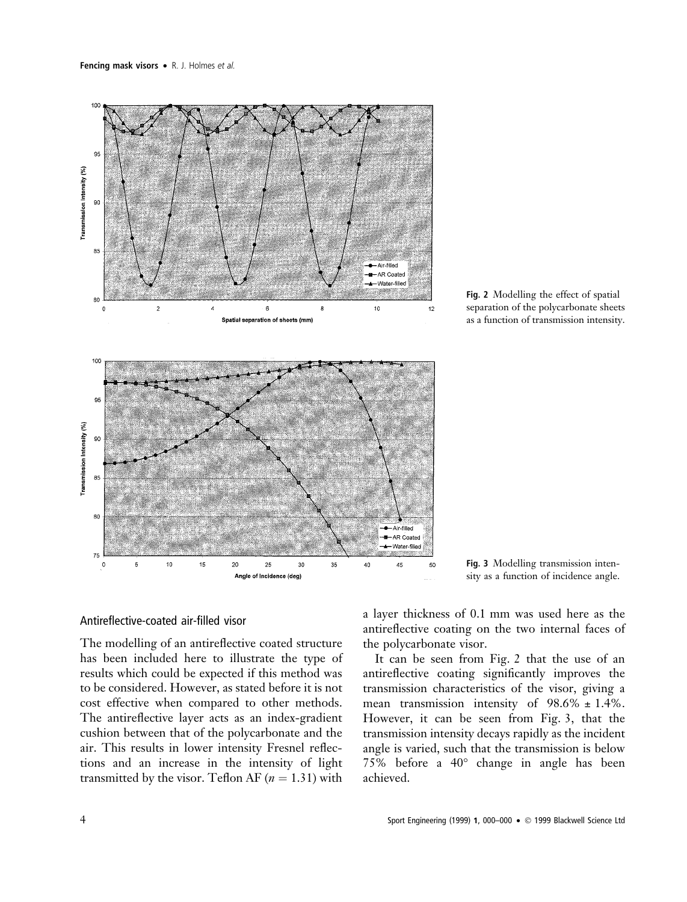**Fig. 2** Modelling the effect of spatial separation of the polycarbonate sheets as a function of transmission intensity.

**Fig. 3** Modelling transmission intensity as a function of incidence angle.

## Antireflective-coated air-filled visor

The modelling of an antireflective coated structure has been included here to illustrate the type of results which could be expected if this method was to be considered. However, as stated before it is not cost effective when compared to other methods. The antireflective layer acts as an index-gradient cushion between that of the polycarbonate and the air. This results in lower intensity Fresnel reflections and an increase in the intensity of light transmitted by the visor. Teflon AF ($n = 1.31$) with a layer thickness of 0.1 mm was used here as the antireflective coating on the two internal faces of the polycarbonate visor.

It can be seen from Fig. 2 that the use of an antireflective coating significantly improves the transmission characteristics of the visor, giving a mean transmission intensity of 98.6% ± 1.4%. However, it can be seen from Fig. 3, that the transmission intensity decays rapidly as the incident angle is varied, such that the transmission is below 75% before a 40° change in angle has been achieved.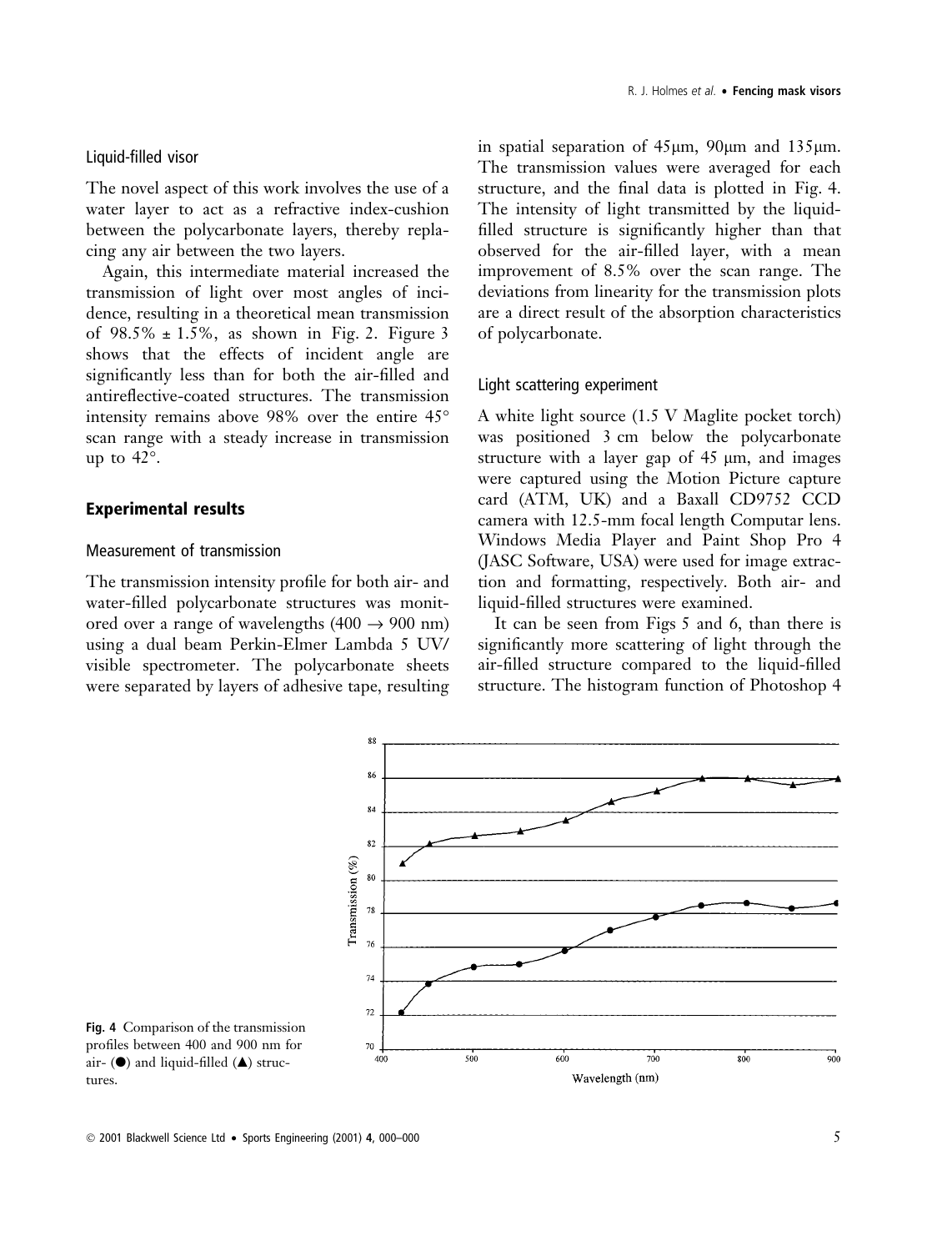### Liquid-filled visor

The novel aspect of this work involves the use of a water layer to act as a refractive index-cushion between the polycarbonate layers, thereby replacing any air between the two layers.

Again, this intermediate material increased the transmission of light over most angles of incidence, resulting in a theoretical mean transmission of 98.5% ± 1.5%, as shown in Fig. 2. Figure 3 shows that the effects of incident angle are significantly less than for both the air-filled and antireflective-coated structures. The transmission intensity remains above 98% over the entire 45° scan range with a steady increase in transmission up to 42°.

## Experimental results

### Measurement of transmission

The transmission intensity profile for both air- and water-filled polycarbonate structures was monitored over a range of wavelengths (400 → 900 nm) using a dual beam Perkin-Elmer Lambda 5 UV/visible spectrometer. The polycarbonate sheets were separated by layers of adhesive tape, resulting in spatial separation of 45μm, 90μm and 135μm. The transmission values were averaged for each structure, and the final data is plotted in Fig. 4. The intensity of light transmitted by the liquid-filled structure is significantly higher than that observed for the air-filled layer, with a mean improvement of 8.5% over the scan range. The deviations from linearity for the transmission plots are a direct result of the absorption characteristics of polycarbonate.

### Light scattering experiment

A white light source (1.5 V Maglite pocket torch) was positioned 3 cm below the polycarbonate structure with a layer gap of 45 μm, and images were captured using the Motion Picture capture card (ATM, UK) and a Baxall CD9752 CCD camera with 12.5-mm focal length Computar lens. Windows Media Player and Paint Shop Pro 4 (JASC Software, USA) were used for image extraction and formatting, respectively. Both air- and liquid-filled structures were examined.

It can be seen from Figs 5 and 6, than there is significantly more scattering of light through the air-filled structure compared to the liquid-filled structure. The histogram function of Photoshop 4

**Fig. 4** Comparison of the transmission profiles between 400 and 900 nm for air- (●) and liquid-filled (▲) structures.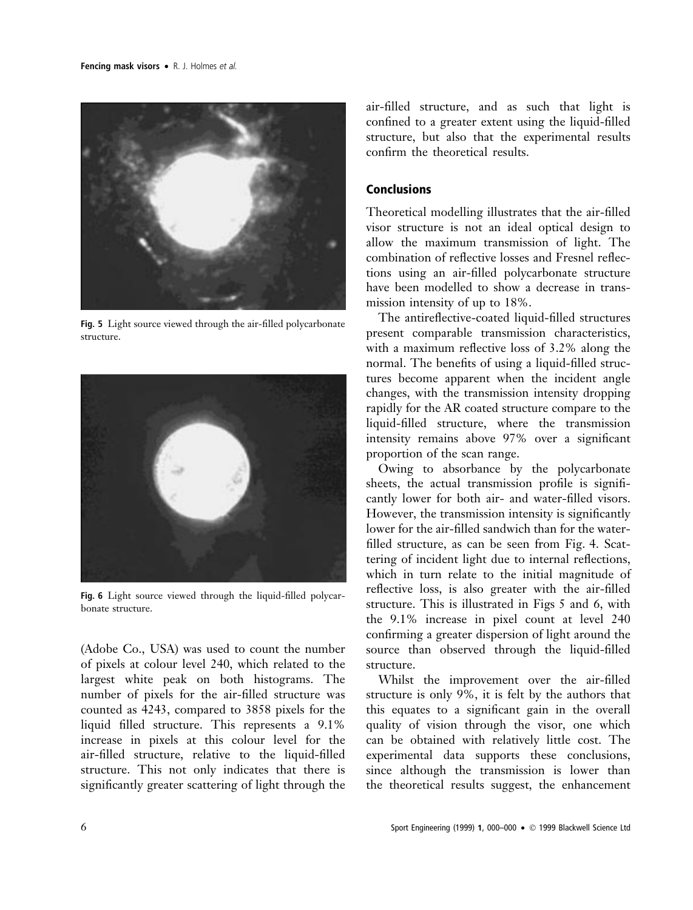Fig. 5 Light source viewed through the air-filled polycarbonate structure.

Fig. 6 Light source viewed through the liquid-filled polycarbonate structure.

(Adobe Co., USA) was used to count the number of pixels at colour level 240, which related to the largest white peak on both histograms. The number of pixels for the air-filled structure was counted as 4243, compared to 3858 pixels for the liquid filled structure. This represents a 9.1% increase in pixels at this colour level for the air-filled structure, relative to the liquid-filled structure. This not only indicates that there is significantly greater scattering of light through the air-filled structure, and as such that light is confined to a greater extent using the liquid-filled structure, but also that the experimental results confirm the theoretical results.

## Conclusions

Theoretical modelling illustrates that the air-filled visor structure is not an ideal optical design to allow the maximum transmission of light. The combination of reflective losses and Fresnel reflections using an air-filled polycarbonate structure have been modelled to show a decrease in transmission intensity of up to 18%.

The antireflective-coated liquid-filled structures present comparable transmission characteristics, with a maximum reflective loss of 3.2% along the normal. The benefits of using a liquid-filled structures become apparent when the incident angle changes, with the transmission intensity dropping rapidly for the AR coated structure compare to the liquid-filled structure, where the transmission intensity remains above 97% over a significant proportion of the scan range.

Owing to absorbance by the polycarbonate sheets, the actual transmission profile is significantly lower for both air- and water-filled visors. However, the transmission intensity is significantly lower for the air-filled sandwich than for the water-filled structure, as can be seen from Fig. 4. Scattering of incident light due to internal reflections, which in turn relate to the initial magnitude of reflective loss, is also greater with the air-filled structure. This is illustrated in Figs 5 and 6, with the 9.1% increase in pixel count at level 240 confirming a greater dispersion of light around the source than observed through the liquid-filled structure.

Whilst the improvement over the air-filled structure is only 9%, it is felt by the authors that this equates to a significant gain in the overall quality of vision through the visor, one which can be obtained with relatively little cost. The experimental data supports these conclusions, since although the transmission is lower than the theoretical results suggest, the enhancement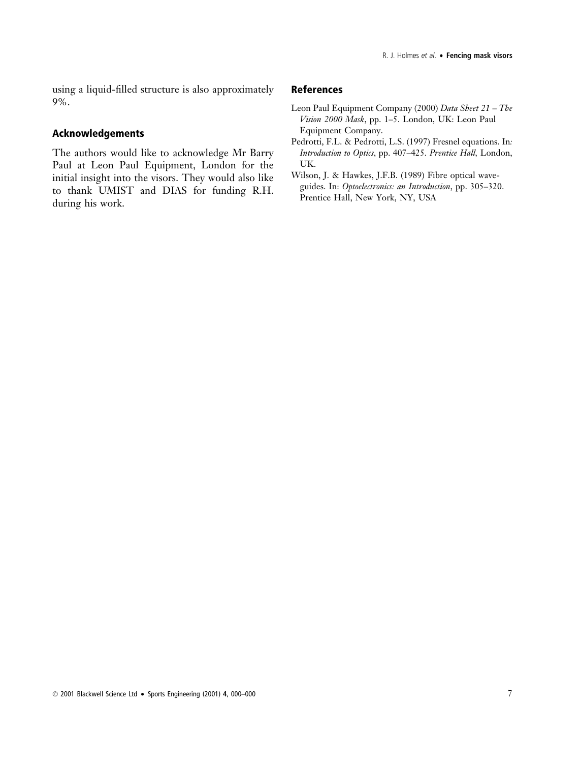using a liquid-filled structure is also approximately 9%.

## Acknowledgements

The authors would like to acknowledge Mr Barry Paul at Leon Paul Equipment, London for the initial insight into the visors. They would also like to thank UMIST and DIAS for funding R.H. during his work.

## References

Leon Paul Equipment Company (2000) *Data Sheet 21 – The Vision 2000 Mask*, pp. 1–5. London, UK: Leon Paul Equipment Company.

Pedrotti, F.L. & Pedrotti, L.S. (1997) Fresnel equations. In: *Introduction to Optics*, pp. 407–425. *Prentice Hall*, London, UK.

Wilson, J. & Hawkes, J.F.B. (1989) Fibre optical waveguides. In: *Optoelectronics: an Introduction*, pp. 305–320. Prentice Hall, New York, NY, USA